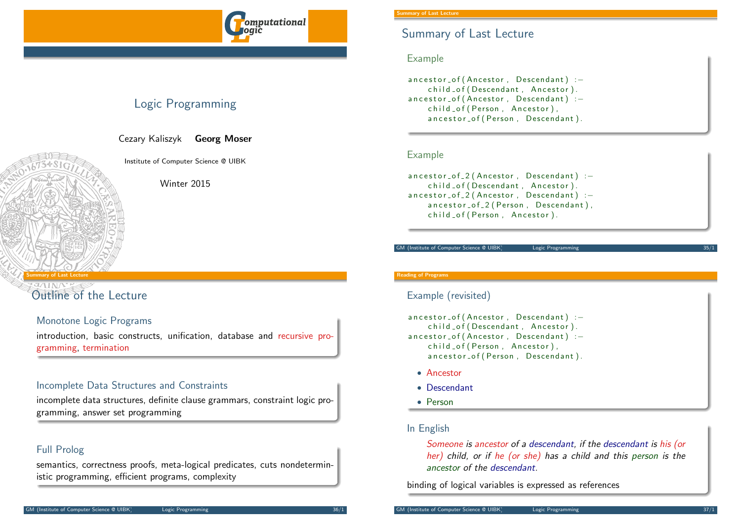# Logic Programming

Cezary Kaliszyk **Georg Moser**

Institute of Computer Science @ UIBK

Winter 2015

## Summary of Last Lecture

### Example

```
ancestor_of(Ancestor, Descendant) :-
    child_of(Descendant, Ancestor).
ancestor_of(Ancestor, Descendant) :-
    child_of(Person, Ancestor),
    ancestor_of(Person, Descendant).
```

### Example

```
ancestor_of_2(Ancestor, Descendant) :-
    child_of(Descendant, Ancestor).
ancestor_of_2(Ancestor, Descendant) :-
    ancestor_of_2(Person, Descendant),
    child_of(Person, Ancestor).
```

## Outline of the Lecture

### Monotone Logic Programs

introduction, basic constructs, unification, database and recursive programming, termination

### Incomplete Data Structures and Constraints

incomplete data structures, definite clause grammars, constraint logic programming, answer set programming

### Full Prolog

semantics, correctness proofs, meta-logical predicates, cuts nondeterministic programming, efficient programs, complexity

## Example (revisited)

```
ancestor_of(Ancestor, Descendant) :-
    child_of(Descendant, Ancestor).
ancestor_of(Ancestor, Descendant) :-
    child_of(Person, Ancestor),
    ancestor_of(Person, Descendant).
```

- Ancestor
- Descendant
- Person

### In English

*Someone is ancestor of a descendant, if the descendant is his (or her) child, or if he (or she) has a child and this person is the ancestor of the descendant.*

binding of logical variables is expressed as references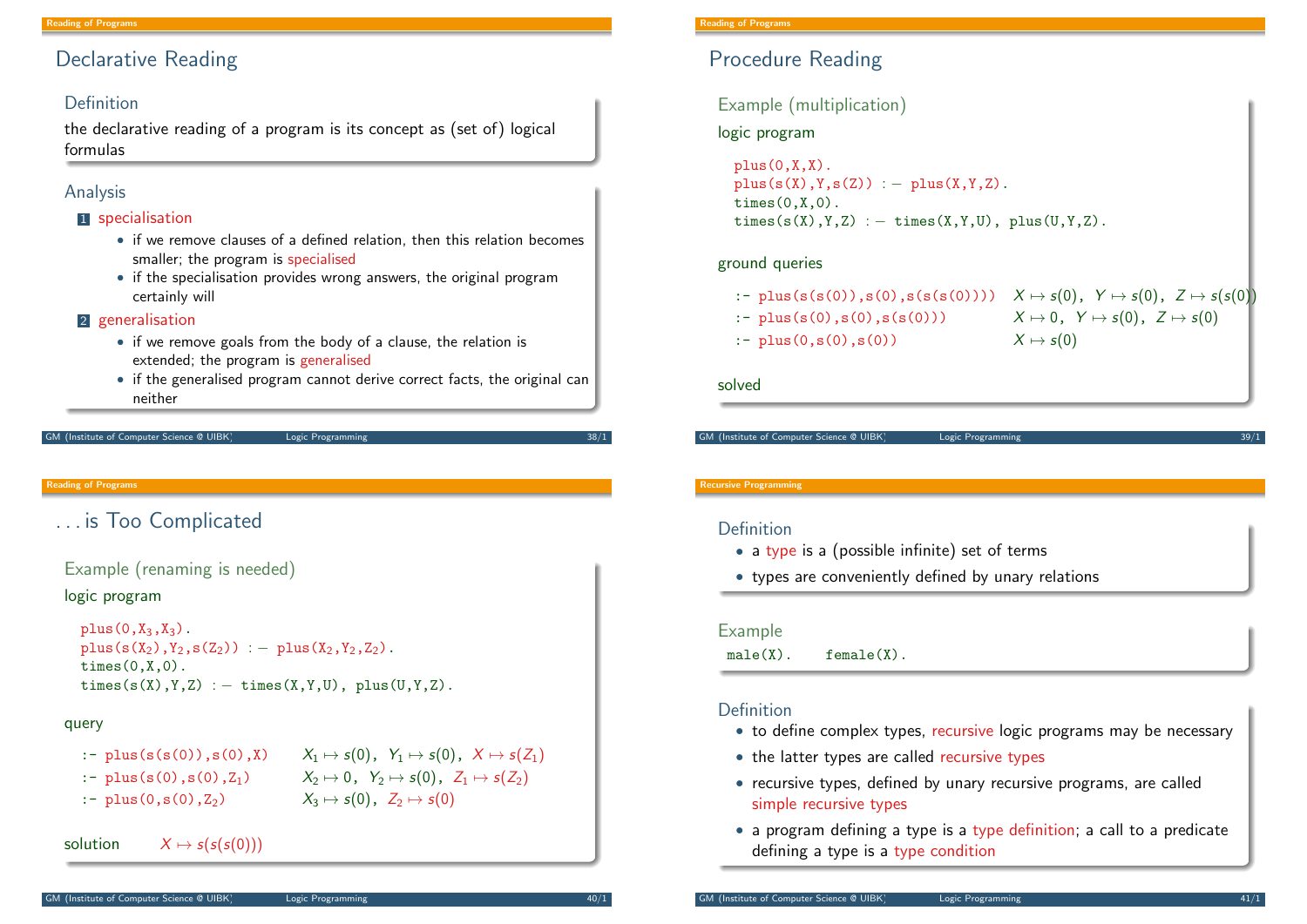## Declarative Reading

### Definition

the declarative reading of a program is its concept as (set of) logical formulas

### Analysis

1. specialisation
   - if we remove clauses of a defined relation, then this relation becomes smaller; the program is specialised
   - if the specialisation provides wrong answers, the original program certainly will
2. generalisation
   - if we remove goals from the body of a clause, the relation is extended; the program is generalised
   - if the generalised program cannot derive correct facts, the original can neither

## Procedure Reading

### Example (multiplication)

logic program

```
plus(0,X,X).
plus(s(X),Y,s(Z)) :- plus(X,Y,Z).
times(0,X,0).
times(s(X),Y,Z) :- times(X,Y,U), plus(U,Y,Z).
```

ground queries

| | |
|---|---|
| `:- plus(s(s(0)),s(0),s(s(s(0))))` | $X \mapsto s(0),\ Y \mapsto s(0),\ Z \mapsto s(s(0))$ |
| `:- plus(s(0),s(0),s(s(0)))` | $X \mapsto 0,\ Y \mapsto s(0),\ Z \mapsto s(0)$ |
| `:- plus(0,s(0),s(0))` | $X \mapsto s(0)$ |

solved

## . . . is Too Complicated

### Example (renaming is needed)

logic program

```
plus(0,X3,X3).
plus(s(X2),Y2,s(Z2)) :- plus(X2,Y2,Z2).
times(0,X,0).
times(s(X),Y,Z) :- times(X,Y,U), plus(U,Y,Z).
```

query

| | |
|---|---|
| `:- plus(s(s(0)),s(0),X)` | $X_1 \mapsto s(0),\ Y_1 \mapsto s(0),\ X \mapsto s(Z_1)$ |
| `:- plus(s(0),s(0),Z1)` | $X_2 \mapsto 0,\ Y_2 \mapsto s(0),\ Z_1 \mapsto s(Z_2)$ |
| `:- plus(0,s(0),Z2)` | $X_3 \mapsto s(0),\ Z_2 \mapsto s(0)$ |

solution $X \mapsto s(s(s(0)))$

### Definition

- a type is a (possible infinite) set of terms
- types are conveniently defined by unary relations

### Example

```
male(X).    female(X).
```

### Definition

- to define complex types, recursive logic programs may be necessary
- the latter types are called recursive types
- recursive types, defined by unary recursive programs, are called simple recursive types
- a program defining a type is a type definition; a call to a predicate defining a type is a type condition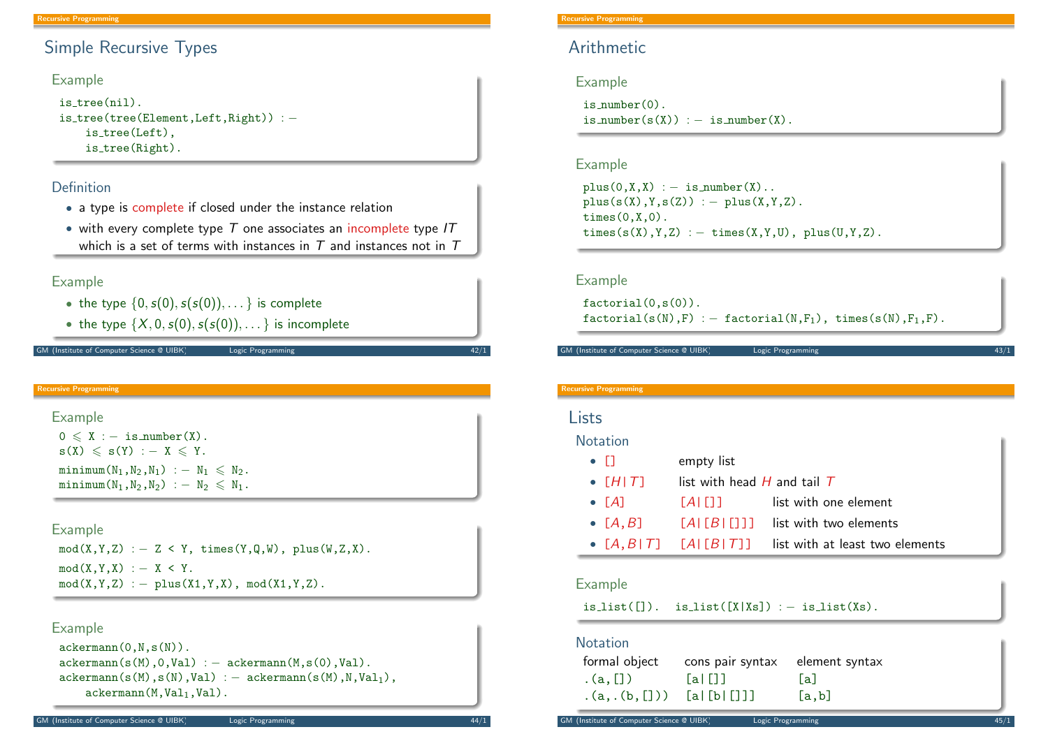## Simple Recursive Types

### Example

```
is_tree(nil).
is_tree(tree(Element,Left,Right)) :-
    is_tree(Left),
    is_tree(Right).
```

### Definition

- a type is complete if closed under the instance relation
- with every complete type $T$ one associates an incomplete type $IT$ which is a set of terms with instances in $T$ and instances not in $T$

### Example

- the type $\{0, s(0), s(s(0)), \dots\}$ is complete
- the type $\{X, 0, s(0), s(s(0)), \dots\}$ is incomplete

## Arithmetic

### Example

```
is_number(0).
is_number(s(X)) :- is_number(X).
```

### Example

```
plus(0,X,X) :- is_number(X)..
plus(s(X),Y,s(Z)) :- plus(X,Y,Z).
times(0,X,0).
times(s(X),Y,Z) :- times(X,Y,U), plus(U,Y,Z).
```

### Example

```
factorial(0,s(0)).
factorial(s(N),F) :- factorial(N,F1), times(s(N),F1,F).
```

### Example

```
0 ⩽ X :- is_number(X).
s(X) ⩽ s(Y) :- X ⩽ Y.
minimum(N1,N2,N1) :- N1 ⩽ N2.
minimum(N1,N2,N2) :- N2 ⩽ N1.
```

### Example

```
mod(X,Y,Z) :- Z < Y, times(Y,Q,W), plus(W,Z,X).
mod(X,Y,X) :- X < Y.
mod(X,Y,Z) :- plus(X1,Y,X), mod(X1,Y,Z).
```

### Example

```
ackermann(0,N,s(N)).
ackermann(s(M),0,Val) :- ackermann(M,s(0),Val).
ackermann(s(M),s(N),Val) :- ackermann(s(M),N,Val1),
    ackermann(M,Val1,Val).
```

## Lists

### Notation

- `[]` empty list
- `[H|T]` list with head $H$ and tail $T$
- `[A]` `[A|[]]` list with one element
- `[A,B]` `[A|[B|[]]]` list with two elements
- `[A,B|T]` `[A|[B|T]]` list with at least two elements

### Example

```
is_list([]).  is_list([X|Xs]) :- is_list(Xs).
```

### Notation

| formal object | cons pair syntax | element syntax |
|---|---|---|
| .(a,[]) | [a\|[]] | [a] |
| .(a,.(b,[])) | [a\|[b\|[]]] | [a,b] |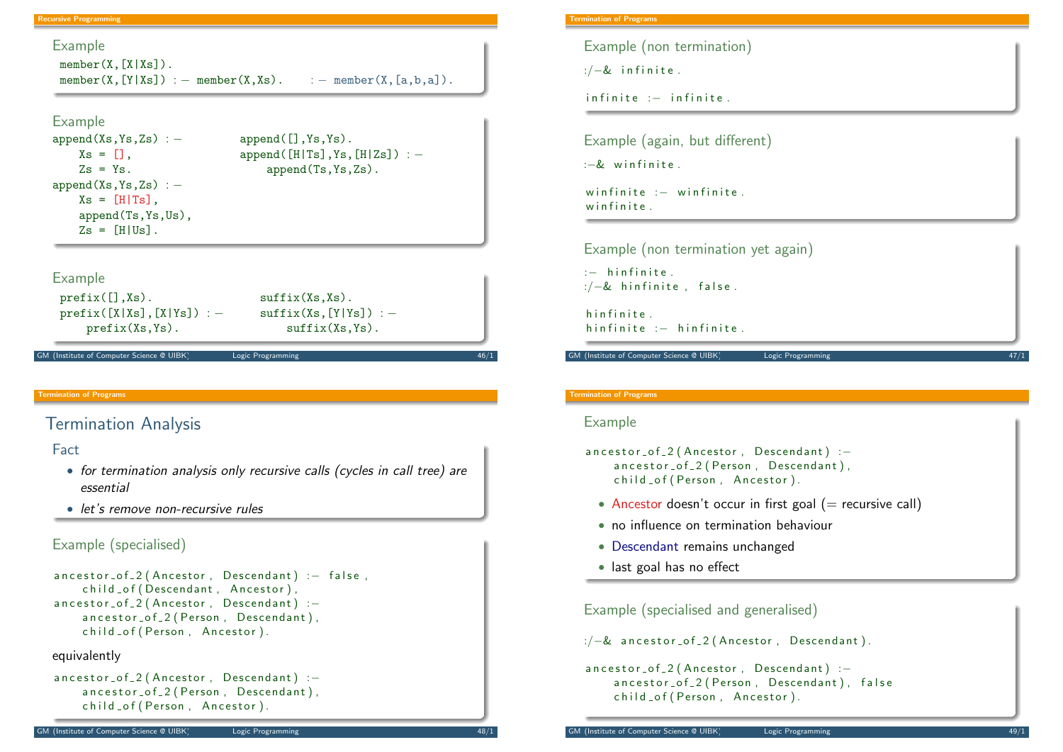## Recursive Programming

### Example

```
member(X,[X|Xs]).
member(X,[Y|Xs]) :- member(X,Xs).     :- member(X,[a,b,a]).
```

### Example

```
append(Xs,Ys,Zs) :-              append([],Ys,Ys).
    Xs = [],                     append([H|Ts],Ys,[H|Zs]) :-
    Zs = Ys.                         append(Ts,Ys,Zs).
append(Xs,Ys,Zs) :-
    Xs = [H|Ts],
    append(Ts,Ys,Us),
    Zs = [H|Us].
```

### Example

```
prefix([],Xs).                   suffix(Xs,Xs).
prefix([X|Xs],[X|Ys]) :-         suffix(Xs,[Y|Ys]) :-
    prefix(Xs,Ys).                   suffix(Xs,Ys).
```

## Termination of Programs

### Example (non termination)

```
:/-& infinite.

infinite :- infinite.
```

### Example (again, but different)

```
:-& winfinite.

winfinite :- winfinite.
winfinite.
```

### Example (non termination yet again)

```
:- hinfinite.
:/-& hinfinite, false.

hinfinite.
hinfinite :- hinfinite.
```

## Termination Analysis

### Fact

- *for termination analysis only recursive calls (cycles in call tree) are essential*
- *let's remove non-recursive rules*

### Example (specialised)

```
ancestor_of_2(Ancestor, Descendant) :- false,
    child_of(Descendant, Ancestor),
ancestor_of_2(Ancestor, Descendant) :-
    ancestor_of_2(Person, Descendant),
    child_of(Person, Ancestor).
```

equivalently

```
ancestor_of_2(Ancestor, Descendant) :-
    ancestor_of_2(Person, Descendant),
    child_of(Person, Ancestor).
```

### Example

```
ancestor_of_2(Ancestor, Descendant) :-
    ancestor_of_2(Person, Descendant),
    child_of(Person, Ancestor).
```

- Ancestor doesn't occur in first goal (= recursive call)
- no influence on termination behaviour
- Descendant remains unchanged
- last goal has no effect

### Example (specialised and generalised)

```
:/-& ancestor_of_2(Ancestor, Descendant).

ancestor_of_2(Ancestor, Descendant) :-
    ancestor_of_2(Person, Descendant), false
    child_of(Person, Ancestor).
```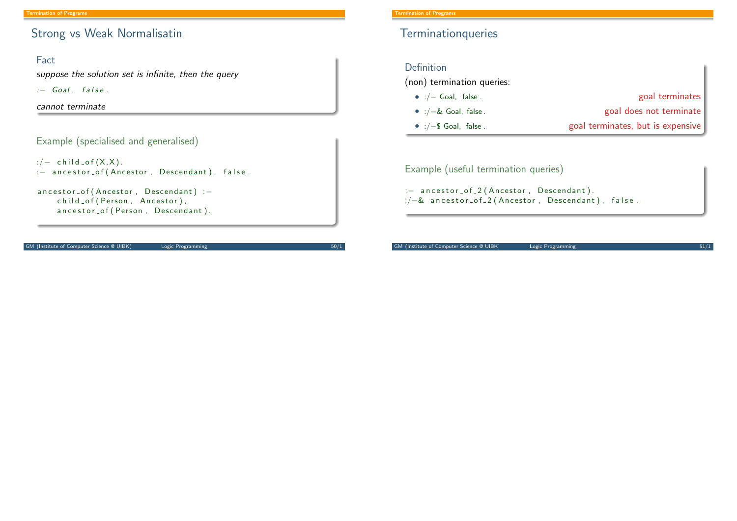## Strong vs Weak Normalisatin

**Fact**

*suppose the solution set is infinite, then the query*

```
:- Goal, false.
```

*cannot terminate*

**Example (specialised and generalised)**

```
:/- child_of(X,X).
:- ancestor_of(Ancestor, Descendant), false.

ancestor_of(Ancestor, Descendant) :-
    child_of(Person, Ancestor),
    ancestor_of(Person, Descendant).
```

## Terminationqueries

**Definition**

(non) termination queries:

- `:/- Goal, false.` — goal terminates
- `:/-& Goal, false.` — goal does not terminate
- `:/-$ Goal, false.` — goal terminates, but is expensive

**Example (useful termination queries)**

```
:- ancestor_of_2(Ancestor, Descendant).
:/-& ancestor_of_2(Ancestor, Descendant), false.
```